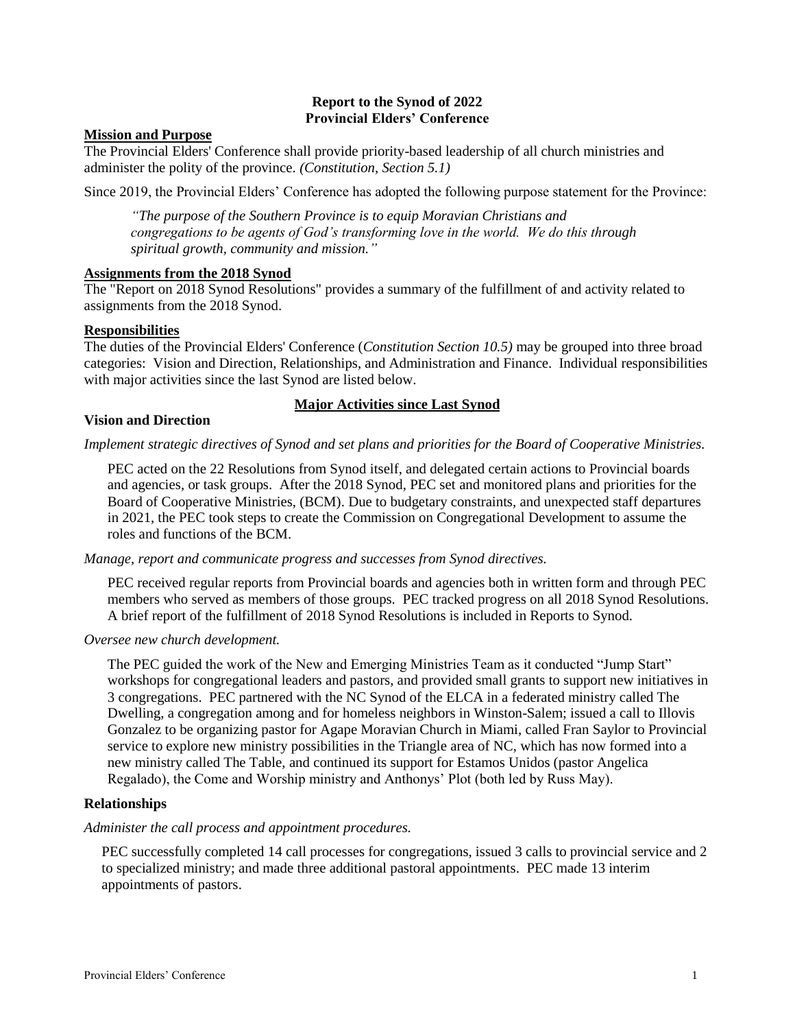# Report to the Synod of 2022
# Provincial Elders' Conference

## Mission and Purpose

The Provincial Elders' Conference shall provide priority-based leadership of all church ministries and administer the polity of the province. *(Constitution, Section 5.1)*

Since 2019, the Provincial Elders' Conference has adopted the following purpose statement for the Province:

> *"The purpose of the Southern Province is to equip Moravian Christians and congregations to be agents of God's transforming love in the world. We do this through spiritual growth, community and mission."*

## Assignments from the 2018 Synod

The "Report on 2018 Synod Resolutions" provides a summary of the fulfillment of and activity related to assignments from the 2018 Synod.

## Responsibilities

The duties of the Provincial Elders' Conference (*Constitution Section 10.5)* may be grouped into three broad categories: Vision and Direction, Relationships, and Administration and Finance. Individual responsibilities with major activities since the last Synod are listed below.

## Major Activities since Last Synod

### Vision and Direction

*Implement strategic directives of Synod and set plans and priorities for the Board of Cooperative Ministries.*

PEC acted on the 22 Resolutions from Synod itself, and delegated certain actions to Provincial boards and agencies, or task groups. After the 2018 Synod, PEC set and monitored plans and priorities for the Board of Cooperative Ministries, (BCM). Due to budgetary constraints, and unexpected staff departures in 2021, the PEC took steps to create the Commission on Congregational Development to assume the roles and functions of the BCM.

*Manage, report and communicate progress and successes from Synod directives.*

PEC received regular reports from Provincial boards and agencies both in written form and through PEC members who served as members of those groups. PEC tracked progress on all 2018 Synod Resolutions. A brief report of the fulfillment of 2018 Synod Resolutions is included in Reports to Synod.

*Oversee new church development.*

The PEC guided the work of the New and Emerging Ministries Team as it conducted "Jump Start" workshops for congregational leaders and pastors, and provided small grants to support new initiatives in 3 congregations. PEC partnered with the NC Synod of the ELCA in a federated ministry called The Dwelling, a congregation among and for homeless neighbors in Winston-Salem; issued a call to Illovis Gonzalez to be organizing pastor for Agape Moravian Church in Miami, called Fran Saylor to Provincial service to explore new ministry possibilities in the Triangle area of NC, which has now formed into a new ministry called The Table, and continued its support for Estamos Unidos (pastor Angelica Regalado), the Come and Worship ministry and Anthonys' Plot (both led by Russ May).

### Relationships

*Administer the call process and appointment procedures.*

PEC successfully completed 14 call processes for congregations, issued 3 calls to provincial service and 2 to specialized ministry; and made three additional pastoral appointments. PEC made 13 interim appointments of pastors.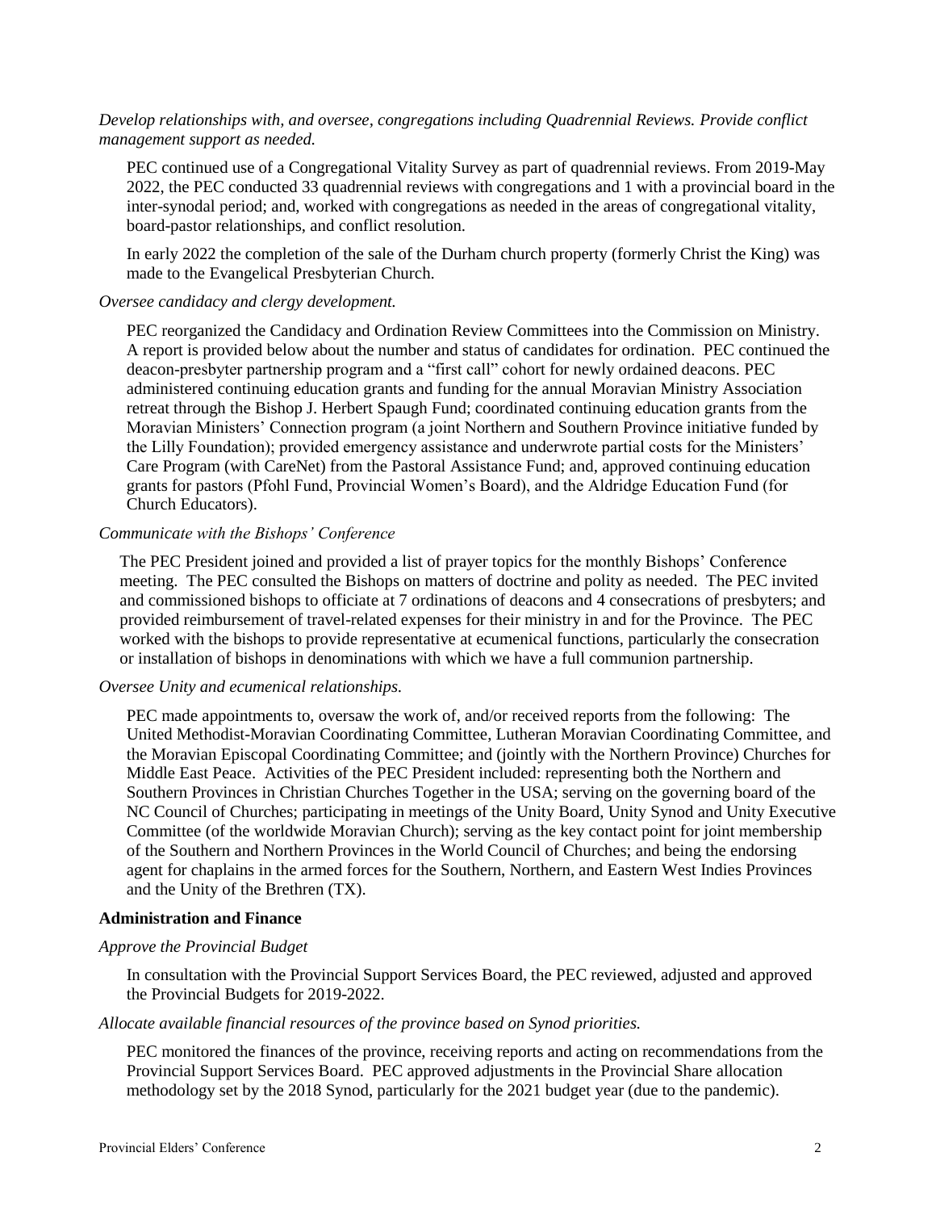*Develop relationships with, and oversee, congregations including Quadrennial Reviews. Provide conflict management support as needed.*

PEC continued use of a Congregational Vitality Survey as part of quadrennial reviews. From 2019-May 2022, the PEC conducted 33 quadrennial reviews with congregations and 1 with a provincial board in the inter-synodal period; and, worked with congregations as needed in the areas of congregational vitality, board-pastor relationships, and conflict resolution.

In early 2022 the completion of the sale of the Durham church property (formerly Christ the King) was made to the Evangelical Presbyterian Church.

*Oversee candidacy and clergy development.*

PEC reorganized the Candidacy and Ordination Review Committees into the Commission on Ministry. A report is provided below about the number and status of candidates for ordination. PEC continued the deacon-presbyter partnership program and a "first call" cohort for newly ordained deacons. PEC administered continuing education grants and funding for the annual Moravian Ministry Association retreat through the Bishop J. Herbert Spaugh Fund; coordinated continuing education grants from the Moravian Ministers' Connection program (a joint Northern and Southern Province initiative funded by the Lilly Foundation); provided emergency assistance and underwrote partial costs for the Ministers' Care Program (with CareNet) from the Pastoral Assistance Fund; and, approved continuing education grants for pastors (Pfohl Fund, Provincial Women's Board), and the Aldridge Education Fund (for Church Educators).

*Communicate with the Bishops' Conference*

The PEC President joined and provided a list of prayer topics for the monthly Bishops' Conference meeting. The PEC consulted the Bishops on matters of doctrine and polity as needed. The PEC invited and commissioned bishops to officiate at 7 ordinations of deacons and 4 consecrations of presbyters; and provided reimbursement of travel-related expenses for their ministry in and for the Province. The PEC worked with the bishops to provide representative at ecumenical functions, particularly the consecration or installation of bishops in denominations with which we have a full communion partnership.

*Oversee Unity and ecumenical relationships.*

PEC made appointments to, oversaw the work of, and/or received reports from the following: The United Methodist-Moravian Coordinating Committee, Lutheran Moravian Coordinating Committee, and the Moravian Episcopal Coordinating Committee; and (jointly with the Northern Province) Churches for Middle East Peace. Activities of the PEC President included: representing both the Northern and Southern Provinces in Christian Churches Together in the USA; serving on the governing board of the NC Council of Churches; participating in meetings of the Unity Board, Unity Synod and Unity Executive Committee (of the worldwide Moravian Church); serving as the key contact point for joint membership of the Southern and Northern Provinces in the World Council of Churches; and being the endorsing agent for chaplains in the armed forces for the Southern, Northern, and Eastern West Indies Provinces and the Unity of the Brethren (TX).

**Administration and Finance**

*Approve the Provincial Budget*

In consultation with the Provincial Support Services Board, the PEC reviewed, adjusted and approved the Provincial Budgets for 2019-2022.

*Allocate available financial resources of the province based on Synod priorities.*

PEC monitored the finances of the province, receiving reports and acting on recommendations from the Provincial Support Services Board. PEC approved adjustments in the Provincial Share allocation methodology set by the 2018 Synod, particularly for the 2021 budget year (due to the pandemic).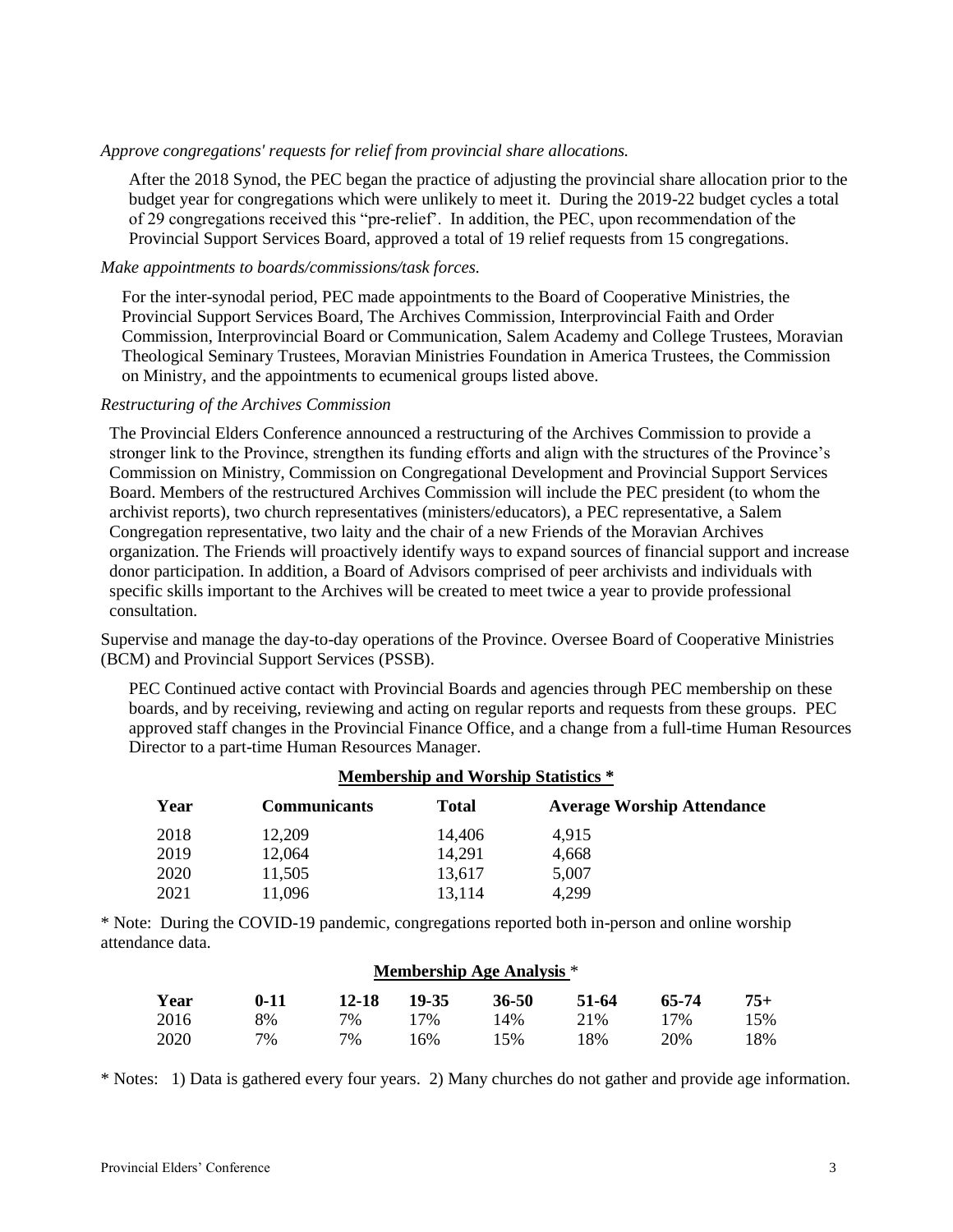*Approve congregations' requests for relief from provincial share allocations.*

After the 2018 Synod, the PEC began the practice of adjusting the provincial share allocation prior to the budget year for congregations which were unlikely to meet it. During the 2019-22 budget cycles a total of 29 congregations received this "pre-relief". In addition, the PEC, upon recommendation of the Provincial Support Services Board, approved a total of 19 relief requests from 15 congregations.

*Make appointments to boards/commissions/task forces.*

For the inter-synodal period, PEC made appointments to the Board of Cooperative Ministries, the Provincial Support Services Board, The Archives Commission, Interprovincial Faith and Order Commission, Interprovincial Board or Communication, Salem Academy and College Trustees, Moravian Theological Seminary Trustees, Moravian Ministries Foundation in America Trustees, the Commission on Ministry, and the appointments to ecumenical groups listed above.

*Restructuring of the Archives Commission*

The Provincial Elders Conference announced a restructuring of the Archives Commission to provide a stronger link to the Province, strengthen its funding efforts and align with the structures of the Province's Commission on Ministry, Commission on Congregational Development and Provincial Support Services Board. Members of the restructured Archives Commission will include the PEC president (to whom the archivist reports), two church representatives (ministers/educators), a PEC representative, a Salem Congregation representative, two laity and the chair of a new Friends of the Moravian Archives organization. The Friends will proactively identify ways to expand sources of financial support and increase donor participation. In addition, a Board of Advisors comprised of peer archivists and individuals with specific skills important to the Archives will be created to meet twice a year to provide professional consultation.

Supervise and manage the day-to-day operations of the Province. Oversee Board of Cooperative Ministries (BCM) and Provincial Support Services (PSSB).

PEC Continued active contact with Provincial Boards and agencies through PEC membership on these boards, and by receiving, reviewing and acting on regular reports and requests from these groups. PEC approved staff changes in the Provincial Finance Office, and a change from a full-time Human Resources Director to a part-time Human Resources Manager.

**Membership and Worship Statistics \***

| Year | Communicants | Total | Average Worship Attendance |
|---|---|---|---|
| 2018 | 12,209 | 14,406 | 4,915 |
| 2019 | 12,064 | 14,291 | 4,668 |
| 2020 | 11,505 | 13,617 | 5,007 |
| 2021 | 11,096 | 13,114 | 4,299 |

\* Note: During the COVID-19 pandemic, congregations reported both in-person and online worship attendance data.

**Membership Age Analysis** \*

| Year | 0-11 | 12-18 | 19-35 | 36-50 | 51-64 | 65-74 | 75+ |
|---|---|---|---|---|---|---|---|
| 2016 | 8% | 7% | 17% | 14% | 21% | 17% | 15% |
| 2020 | 7% | 7% | 16% | 15% | 18% | 20% | 18% |

\* Notes: 1) Data is gathered every four years. 2) Many churches do not gather and provide age information.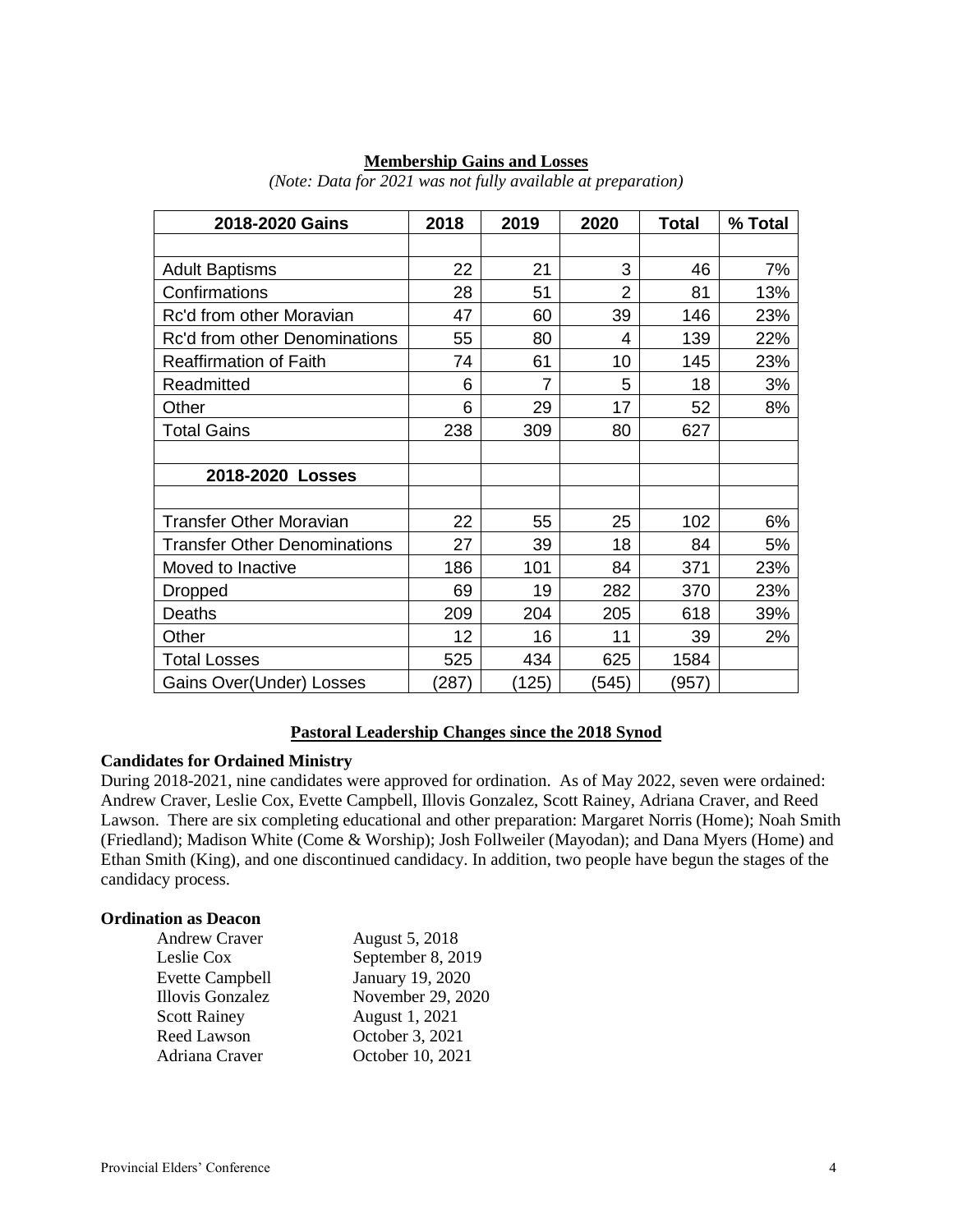## Membership Gains and Losses

*(Note: Data for 2021 was not fully available at preparation)*

| 2018-2020 Gains | 2018 | 2019 | 2020 | Total | % Total |
|---|---|---|---|---|---|
| | | | | | |
| Adult Baptisms | 22 | 21 | 3 | 46 | 7% |
| Confirmations | 28 | 51 | 2 | 81 | 13% |
| Rc'd from other Moravian | 47 | 60 | 39 | 146 | 23% |
| Rc'd from other Denominations | 55 | 80 | 4 | 139 | 22% |
| Reaffirmation of Faith | 74 | 61 | 10 | 145 | 23% |
| Readmitted | 6 | 7 | 5 | 18 | 3% |
| Other | 6 | 29 | 17 | 52 | 8% |
| Total Gains | 238 | 309 | 80 | 627 | |
| | | | | | |
| **2018-2020 Losses** | | | | | |
| | | | | | |
| Transfer Other Moravian | 22 | 55 | 25 | 102 | 6% |
| Transfer Other Denominations | 27 | 39 | 18 | 84 | 5% |
| Moved to Inactive | 186 | 101 | 84 | 371 | 23% |
| Dropped | 69 | 19 | 282 | 370 | 23% |
| Deaths | 209 | 204 | 205 | 618 | 39% |
| Other | 12 | 16 | 11 | 39 | 2% |
| Total Losses | 525 | 434 | 625 | 1584 | |
| Gains Over(Under) Losses | (287) | (125) | (545) | (957) | |

## Pastoral Leadership Changes since the 2018 Synod

**Candidates for Ordained Ministry**

During 2018-2021, nine candidates were approved for ordination. As of May 2022, seven were ordained: Andrew Craver, Leslie Cox, Evette Campbell, Illovis Gonzalez, Scott Rainey, Adriana Craver, and Reed Lawson. There are six completing educational and other preparation: Margaret Norris (Home); Noah Smith (Friedland); Madison White (Come & Worship); Josh Follweiler (Mayodan); and Dana Myers (Home) and Ethan Smith (King), and one discontinued candidacy. In addition, two people have begun the stages of the candidacy process.

**Ordination as Deacon**

| | |
|---|---|
| Andrew Craver | August 5, 2018 |
| Leslie Cox | September 8, 2019 |
| Evette Campbell | January 19, 2020 |
| Illovis Gonzalez | November 29, 2020 |
| Scott Rainey | August 1, 2021 |
| Reed Lawson | October 3, 2021 |
| Adriana Craver | October 10, 2021 |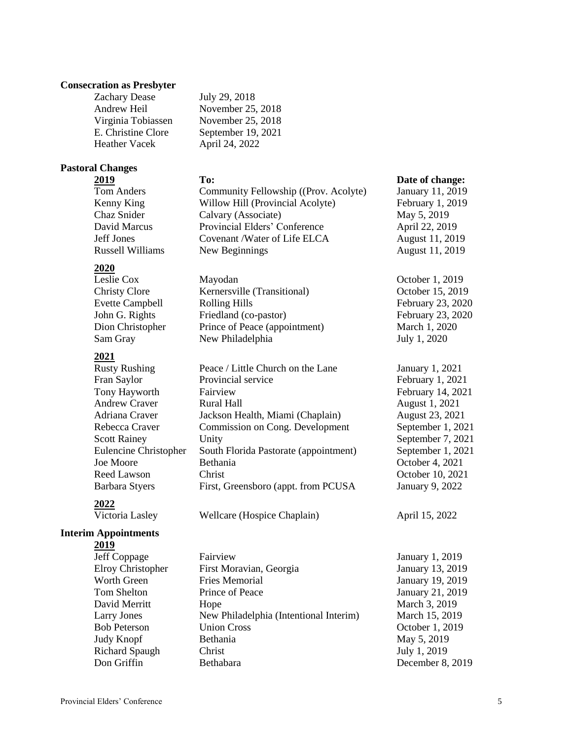**Consecration as Presbyter**

| | |
|---|---|
| Zachary Dease | July 29, 2018 |
| Andrew Heil | November 25, 2018 |
| Virginia Tobiassen | November 25, 2018 |
| E. Christine Clore | September 19, 2021 |
| Heather Vacek | April 24, 2022 |

**Pastoral Changes**

| **2019** | **To:** | **Date of change:** |
|---|---|---|
| Tom Anders | Community Fellowship ((Prov. Acolyte) | January 11, 2019 |
| Kenny King | Willow Hill (Provincial Acolyte) | February 1, 2019 |
| Chaz Snider | Calvary (Associate) | May 5, 2019 |
| David Marcus | Provincial Elders' Conference | April 22, 2019 |
| Jeff Jones | Covenant /Water of Life ELCA | August 11, 2019 |
| Russell Williams | New Beginnings | August 11, 2019 |
| **2020** | | |
| Leslie Cox | Mayodan | October 1, 2019 |
| Christy Clore | Kernersville (Transitional) | October 15, 2019 |
| Evette Campbell | Rolling Hills | February 23, 2020 |
| John G. Rights | Friedland (co-pastor) | February 23, 2020 |
| Dion Christopher | Prince of Peace (appointment) | March 1, 2020 |
| Sam Gray | New Philadelphia | July 1, 2020 |
| **2021** | | |
| Rusty Rushing | Peace / Little Church on the Lane | January 1, 2021 |
| Fran Saylor | Provincial service | February 1, 2021 |
| Tony Hayworth | Fairview | February 14, 2021 |
| Andrew Craver | Rural Hall | August 1, 2021 |
| Adriana Craver | Jackson Health, Miami (Chaplain) | August 23, 2021 |
| Rebecca Craver | Commission on Cong. Development | September 1, 2021 |
| Scott Rainey | Unity | September 7, 2021 |
| Eulencine Christopher | South Florida Pastorate (appointment) | September 1, 2021 |
| Joe Moore | Bethania | October 4, 2021 |
| Reed Lawson | Christ | October 10, 2021 |
| Barbara Styers | First, Greensboro (appt. from PCUSA | January 9, 2022 |
| **2022** | | |
| Victoria Lasley | Wellcare (Hospice Chaplain) | April 15, 2022 |

**Interim Appointments**

| **2019** | | |
|---|---|---|
| Jeff Coppage | Fairview | January 1, 2019 |
| Elroy Christopher | First Moravian, Georgia | January 13, 2019 |
| Worth Green | Fries Memorial | January 19, 2019 |
| Tom Shelton | Prince of Peace | January 21, 2019 |
| David Merritt | Hope | March 3, 2019 |
| Larry Jones | New Philadelphia (Intentional Interim) | March 15, 2019 |
| Bob Peterson | Union Cross | October 1, 2019 |
| Judy Knopf | Bethania | May 5, 2019 |
| Richard Spaugh | Christ | July 1, 2019 |
| Don Griffin | Bethabara | December 8, 2019 |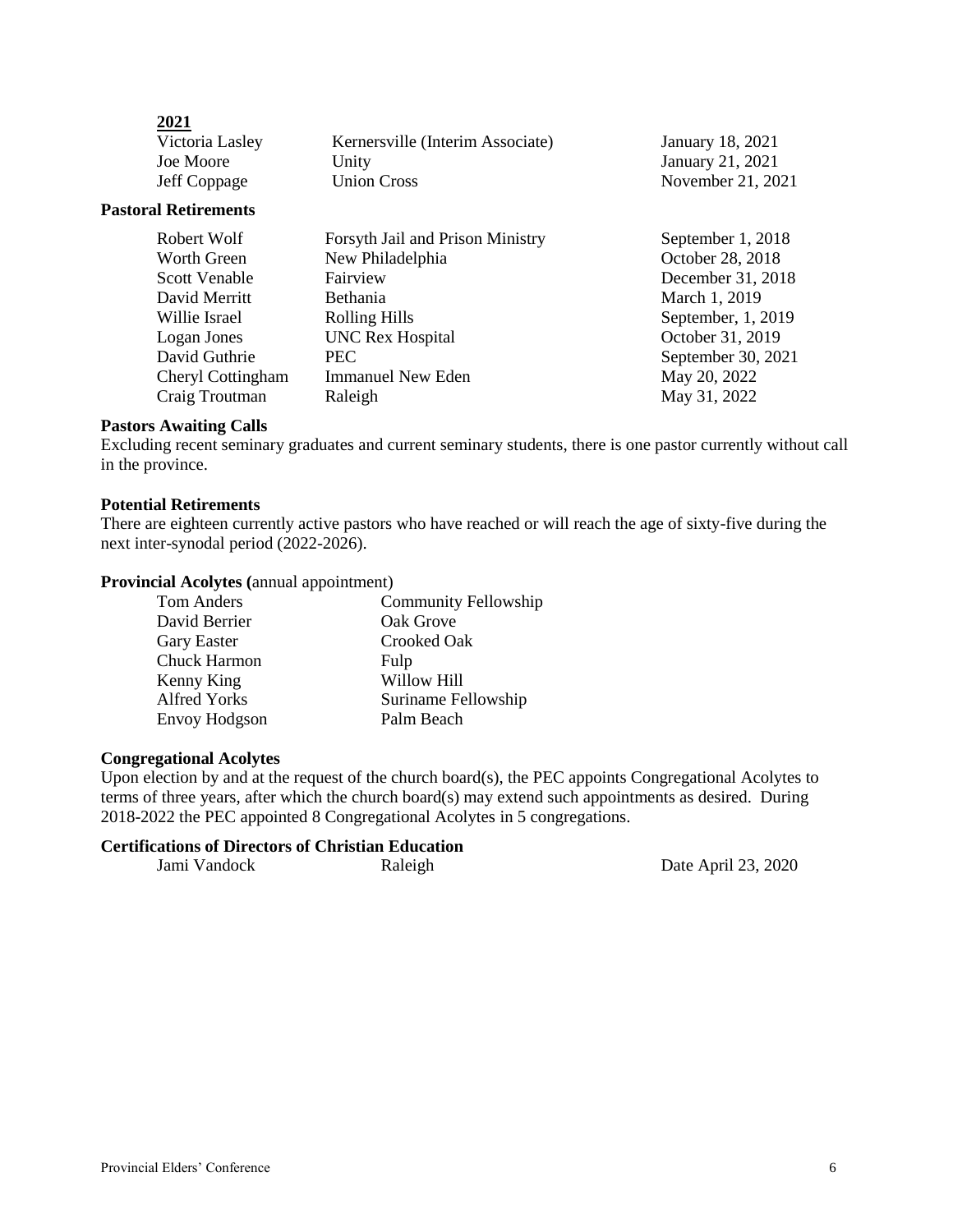**2021**

| | | |
|---|---|---|
| Victoria Lasley | Kernersville (Interim Associate) | January 18, 2021 |
| Joe Moore | Unity | January 21, 2021 |
| Jeff Coppage | Union Cross | November 21, 2021 |

**Pastoral Retirements**

| | | |
|---|---|---|
| Robert Wolf | Forsyth Jail and Prison Ministry | September 1, 2018 |
| Worth Green | New Philadelphia | October 28, 2018 |
| Scott Venable | Fairview | December 31, 2018 |
| David Merritt | Bethania | March 1, 2019 |
| Willie Israel | Rolling Hills | September, 1, 2019 |
| Logan Jones | UNC Rex Hospital | October 31, 2019 |
| David Guthrie | PEC | September 30, 2021 |
| Cheryl Cottingham | Immanuel New Eden | May 20, 2022 |
| Craig Troutman | Raleigh | May 31, 2022 |

**Pastors Awaiting Calls**

Excluding recent seminary graduates and current seminary students, there is one pastor currently without call in the province.

**Potential Retirements**

There are eighteen currently active pastors who have reached or will reach the age of sixty-five during the next inter-synodal period (2022-2026).

**Provincial Acolytes (**annual appointment)

| | |
|---|---|
| Tom Anders | Community Fellowship |
| David Berrier | Oak Grove |
| Gary Easter | Crooked Oak |
| Chuck Harmon | Fulp |
| Kenny King | Willow Hill |
| Alfred Yorks | Suriname Fellowship |
| Envoy Hodgson | Palm Beach |

**Congregational Acolytes**

Upon election by and at the request of the church board(s), the PEC appoints Congregational Acolytes to terms of three years, after which the church board(s) may extend such appointments as desired. During 2018-2022 the PEC appointed 8 Congregational Acolytes in 5 congregations.

**Certifications of Directors of Christian Education**

| | | |
|---|---|---|
| Jami Vandock | Raleigh | Date April 23, 2020 |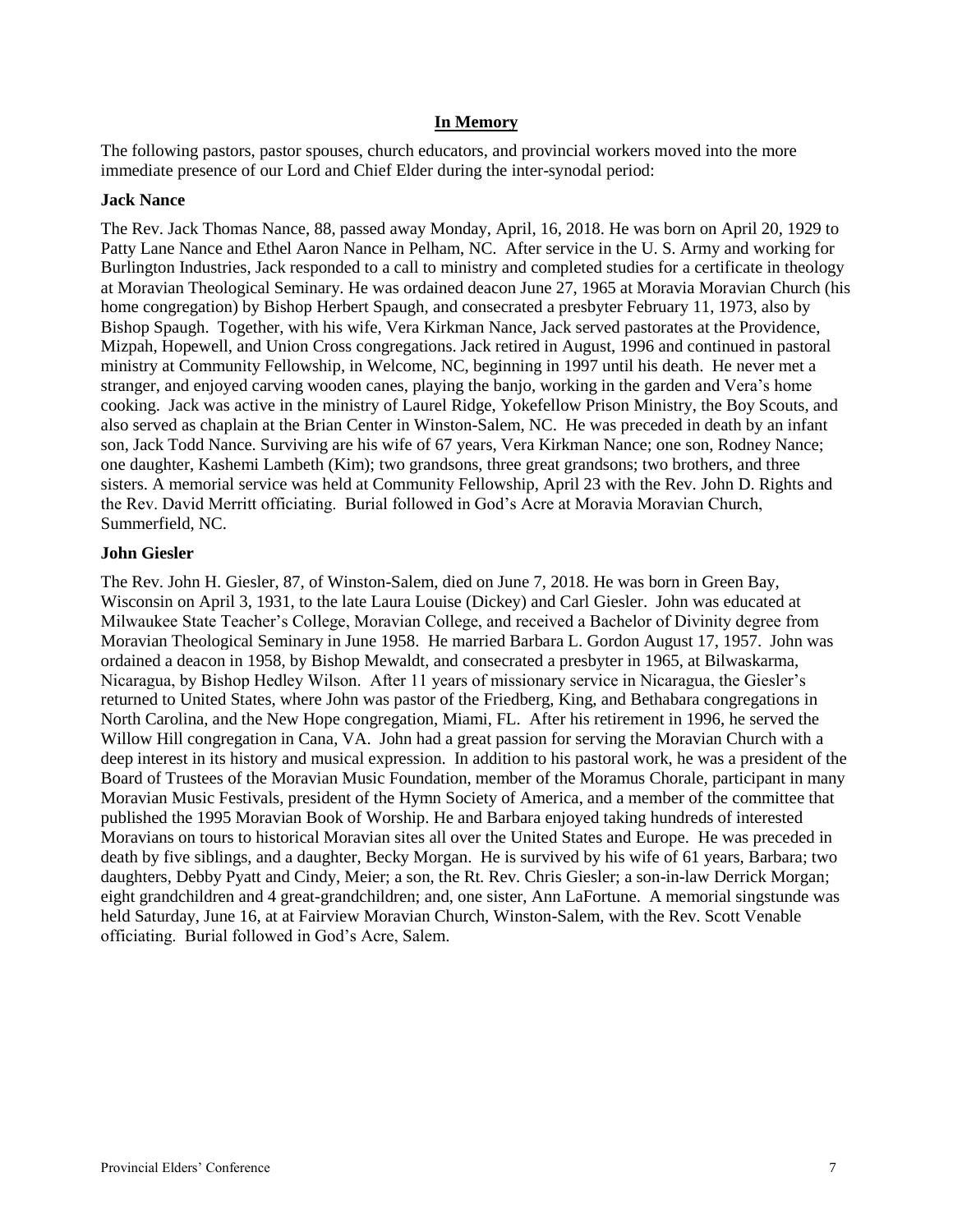## In Memory

The following pastors, pastor spouses, church educators, and provincial workers moved into the more immediate presence of our Lord and Chief Elder during the inter-synodal period:

### Jack Nance

The Rev. Jack Thomas Nance, 88, passed away Monday, April, 16, 2018. He was born on April 20, 1929 to Patty Lane Nance and Ethel Aaron Nance in Pelham, NC. After service in the U. S. Army and working for Burlington Industries, Jack responded to a call to ministry and completed studies for a certificate in theology at Moravian Theological Seminary. He was ordained deacon June 27, 1965 at Moravia Moravian Church (his home congregation) by Bishop Herbert Spaugh, and consecrated a presbyter February 11, 1973, also by Bishop Spaugh. Together, with his wife, Vera Kirkman Nance, Jack served pastorates at the Providence, Mizpah, Hopewell, and Union Cross congregations. Jack retired in August, 1996 and continued in pastoral ministry at Community Fellowship, in Welcome, NC, beginning in 1997 until his death. He never met a stranger, and enjoyed carving wooden canes, playing the banjo, working in the garden and Vera's home cooking. Jack was active in the ministry of Laurel Ridge, Yokefellow Prison Ministry, the Boy Scouts, and also served as chaplain at the Brian Center in Winston-Salem, NC. He was preceded in death by an infant son, Jack Todd Nance. Surviving are his wife of 67 years, Vera Kirkman Nance; one son, Rodney Nance; one daughter, Kashemi Lambeth (Kim); two grandsons, three great grandsons; two brothers, and three sisters. A memorial service was held at Community Fellowship, April 23 with the Rev. John D. Rights and the Rev. David Merritt officiating. Burial followed in God's Acre at Moravia Moravian Church, Summerfield, NC.

### John Giesler

The Rev. John H. Giesler, 87, of Winston-Salem, died on June 7, 2018. He was born in Green Bay, Wisconsin on April 3, 1931, to the late Laura Louise (Dickey) and Carl Giesler. John was educated at Milwaukee State Teacher's College, Moravian College, and received a Bachelor of Divinity degree from Moravian Theological Seminary in June 1958. He married Barbara L. Gordon August 17, 1957. John was ordained a deacon in 1958, by Bishop Mewaldt, and consecrated a presbyter in 1965, at Bilwaskarma, Nicaragua, by Bishop Hedley Wilson. After 11 years of missionary service in Nicaragua, the Giesler's returned to United States, where John was pastor of the Friedberg, King, and Bethabara congregations in North Carolina, and the New Hope congregation, Miami, FL. After his retirement in 1996, he served the Willow Hill congregation in Cana, VA. John had a great passion for serving the Moravian Church with a deep interest in its history and musical expression. In addition to his pastoral work, he was a president of the Board of Trustees of the Moravian Music Foundation, member of the Moramus Chorale, participant in many Moravian Music Festivals, president of the Hymn Society of America, and a member of the committee that published the 1995 Moravian Book of Worship. He and Barbara enjoyed taking hundreds of interested Moravians on tours to historical Moravian sites all over the United States and Europe. He was preceded in death by five siblings, and a daughter, Becky Morgan. He is survived by his wife of 61 years, Barbara; two daughters, Debby Pyatt and Cindy, Meier; a son, the Rt. Rev. Chris Giesler; a son-in-law Derrick Morgan; eight grandchildren and 4 great-grandchildren; and, one sister, Ann LaFortune. A memorial singstunde was held Saturday, June 16, at at Fairview Moravian Church, Winston-Salem, with the Rev. Scott Venable officiating. Burial followed in God's Acre, Salem.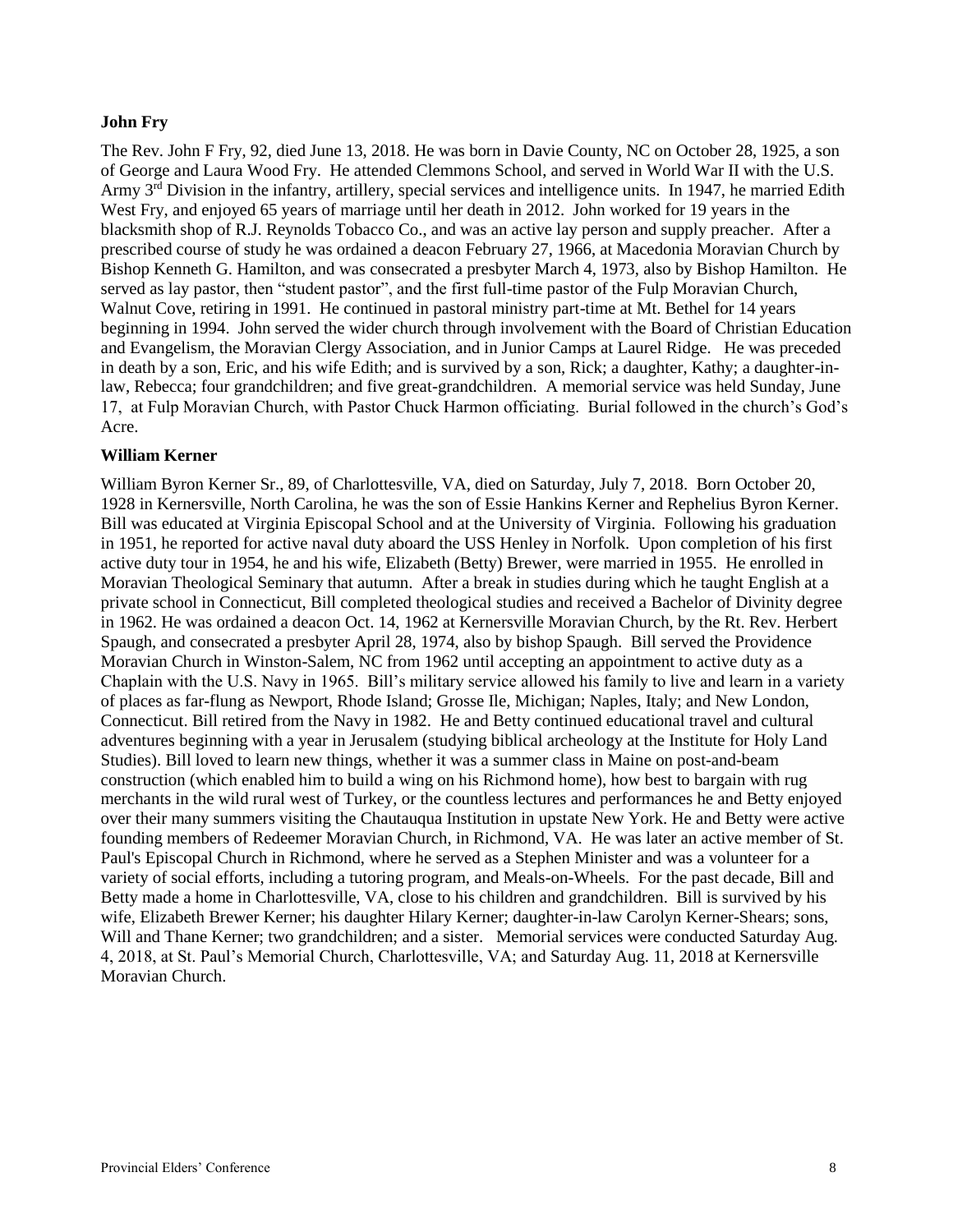**John Fry**

The Rev. John F Fry, 92, died June 13, 2018. He was born in Davie County, NC on October 28, 1925, a son of George and Laura Wood Fry. He attended Clemmons School, and served in World War II with the U.S. Army 3rd Division in the infantry, artillery, special services and intelligence units. In 1947, he married Edith West Fry, and enjoyed 65 years of marriage until her death in 2012. John worked for 19 years in the blacksmith shop of R.J. Reynolds Tobacco Co., and was an active lay person and supply preacher. After a prescribed course of study he was ordained a deacon February 27, 1966, at Macedonia Moravian Church by Bishop Kenneth G. Hamilton, and was consecrated a presbyter March 4, 1973, also by Bishop Hamilton. He served as lay pastor, then "student pastor", and the first full-time pastor of the Fulp Moravian Church, Walnut Cove, retiring in 1991. He continued in pastoral ministry part-time at Mt. Bethel for 14 years beginning in 1994. John served the wider church through involvement with the Board of Christian Education and Evangelism, the Moravian Clergy Association, and in Junior Camps at Laurel Ridge. He was preceded in death by a son, Eric, and his wife Edith; and is survived by a son, Rick; a daughter, Kathy; a daughter-in-law, Rebecca; four grandchildren; and five great-grandchildren. A memorial service was held Sunday, June 17, at Fulp Moravian Church, with Pastor Chuck Harmon officiating. Burial followed in the church's God's Acre.

**William Kerner**

William Byron Kerner Sr., 89, of Charlottesville, VA, died on Saturday, July 7, 2018. Born October 20, 1928 in Kernersville, North Carolina, he was the son of Essie Hankins Kerner and Rephelius Byron Kerner. Bill was educated at Virginia Episcopal School and at the University of Virginia. Following his graduation in 1951, he reported for active naval duty aboard the USS Henley in Norfolk. Upon completion of his first active duty tour in 1954, he and his wife, Elizabeth (Betty) Brewer, were married in 1955. He enrolled in Moravian Theological Seminary that autumn. After a break in studies during which he taught English at a private school in Connecticut, Bill completed theological studies and received a Bachelor of Divinity degree in 1962. He was ordained a deacon Oct. 14, 1962 at Kernersville Moravian Church, by the Rt. Rev. Herbert Spaugh, and consecrated a presbyter April 28, 1974, also by bishop Spaugh. Bill served the Providence Moravian Church in Winston-Salem, NC from 1962 until accepting an appointment to active duty as a Chaplain with the U.S. Navy in 1965. Bill's military service allowed his family to live and learn in a variety of places as far-flung as Newport, Rhode Island; Grosse Ile, Michigan; Naples, Italy; and New London, Connecticut. Bill retired from the Navy in 1982. He and Betty continued educational travel and cultural adventures beginning with a year in Jerusalem (studying biblical archeology at the Institute for Holy Land Studies). Bill loved to learn new things, whether it was a summer class in Maine on post-and-beam construction (which enabled him to build a wing on his Richmond home), how best to bargain with rug merchants in the wild rural west of Turkey, or the countless lectures and performances he and Betty enjoyed over their many summers visiting the Chautauqua Institution in upstate New York. He and Betty were active founding members of Redeemer Moravian Church, in Richmond, VA. He was later an active member of St. Paul's Episcopal Church in Richmond, where he served as a Stephen Minister and was a volunteer for a variety of social efforts, including a tutoring program, and Meals-on-Wheels. For the past decade, Bill and Betty made a home in Charlottesville, VA, close to his children and grandchildren. Bill is survived by his wife, Elizabeth Brewer Kerner; his daughter Hilary Kerner; daughter-in-law Carolyn Kerner-Shears; sons, Will and Thane Kerner; two grandchildren; and a sister. Memorial services were conducted Saturday Aug. 4, 2018, at St. Paul's Memorial Church, Charlottesville, VA; and Saturday Aug. 11, 2018 at Kernersville Moravian Church.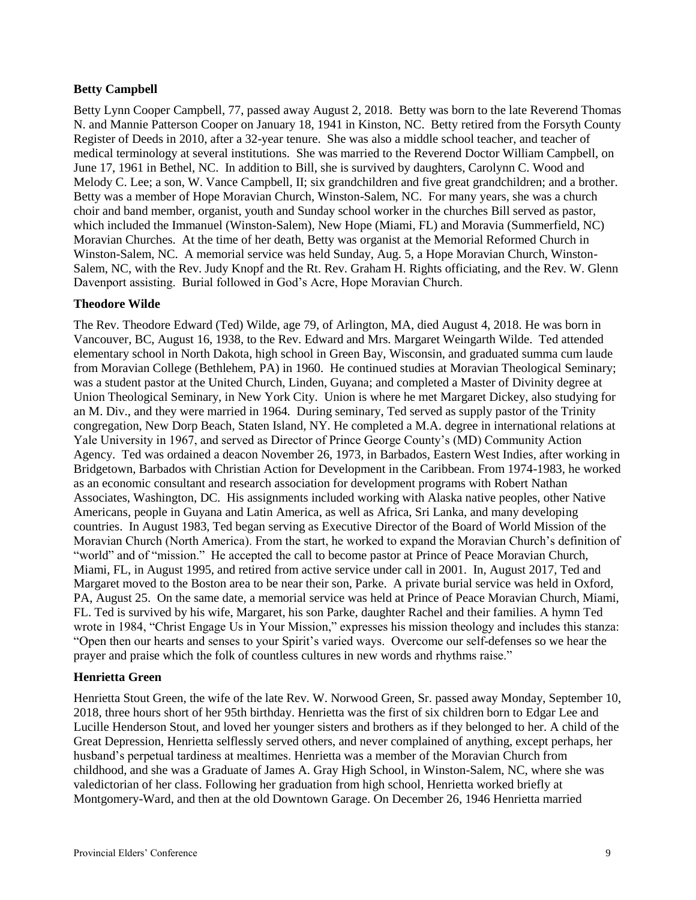**Betty Campbell**

Betty Lynn Cooper Campbell, 77, passed away August 2, 2018. Betty was born to the late Reverend Thomas N. and Mannie Patterson Cooper on January 18, 1941 in Kinston, NC. Betty retired from the Forsyth County Register of Deeds in 2010, after a 32-year tenure. She was also a middle school teacher, and teacher of medical terminology at several institutions. She was married to the Reverend Doctor William Campbell, on June 17, 1961 in Bethel, NC. In addition to Bill, she is survived by daughters, Carolynn C. Wood and Melody C. Lee; a son, W. Vance Campbell, II; six grandchildren and five great grandchildren; and a brother. Betty was a member of Hope Moravian Church, Winston-Salem, NC. For many years, she was a church choir and band member, organist, youth and Sunday school worker in the churches Bill served as pastor, which included the Immanuel (Winston-Salem), New Hope (Miami, FL) and Moravia (Summerfield, NC) Moravian Churches. At the time of her death, Betty was organist at the Memorial Reformed Church in Winston-Salem, NC. A memorial service was held Sunday, Aug. 5, a Hope Moravian Church, Winston-Salem, NC, with the Rev. Judy Knopf and the Rt. Rev. Graham H. Rights officiating, and the Rev. W. Glenn Davenport assisting. Burial followed in God's Acre, Hope Moravian Church.

**Theodore Wilde**

The Rev. Theodore Edward (Ted) Wilde, age 79, of Arlington, MA, died August 4, 2018. He was born in Vancouver, BC, August 16, 1938, to the Rev. Edward and Mrs. Margaret Weingarth Wilde. Ted attended elementary school in North Dakota, high school in Green Bay, Wisconsin, and graduated summa cum laude from Moravian College (Bethlehem, PA) in 1960. He continued studies at Moravian Theological Seminary; was a student pastor at the United Church, Linden, Guyana; and completed a Master of Divinity degree at Union Theological Seminary, in New York City. Union is where he met Margaret Dickey, also studying for an M. Div., and they were married in 1964. During seminary, Ted served as supply pastor of the Trinity congregation, New Dorp Beach, Staten Island, NY. He completed a M.A. degree in international relations at Yale University in 1967, and served as Director of Prince George County's (MD) Community Action Agency. Ted was ordained a deacon November 26, 1973, in Barbados, Eastern West Indies, after working in Bridgetown, Barbados with Christian Action for Development in the Caribbean. From 1974-1983, he worked as an economic consultant and research association for development programs with Robert Nathan Associates, Washington, DC. His assignments included working with Alaska native peoples, other Native Americans, people in Guyana and Latin America, as well as Africa, Sri Lanka, and many developing countries. In August 1983, Ted began serving as Executive Director of the Board of World Mission of the Moravian Church (North America). From the start, he worked to expand the Moravian Church's definition of "world" and of "mission." He accepted the call to become pastor at Prince of Peace Moravian Church, Miami, FL, in August 1995, and retired from active service under call in 2001. In, August 2017, Ted and Margaret moved to the Boston area to be near their son, Parke. A private burial service was held in Oxford, PA, August 25. On the same date, a memorial service was held at Prince of Peace Moravian Church, Miami, FL. Ted is survived by his wife, Margaret, his son Parke, daughter Rachel and their families. A hymn Ted wrote in 1984, "Christ Engage Us in Your Mission," expresses his mission theology and includes this stanza: "Open then our hearts and senses to your Spirit's varied ways. Overcome our self-defenses so we hear the prayer and praise which the folk of countless cultures in new words and rhythms raise."

**Henrietta Green**

Henrietta Stout Green, the wife of the late Rev. W. Norwood Green, Sr. passed away Monday, September 10, 2018, three hours short of her 95th birthday. Henrietta was the first of six children born to Edgar Lee and Lucille Henderson Stout, and loved her younger sisters and brothers as if they belonged to her. A child of the Great Depression, Henrietta selflessly served others, and never complained of anything, except perhaps, her husband's perpetual tardiness at mealtimes. Henrietta was a member of the Moravian Church from childhood, and she was a Graduate of James A. Gray High School, in Winston-Salem, NC, where she was valedictorian of her class. Following her graduation from high school, Henrietta worked briefly at Montgomery-Ward, and then at the old Downtown Garage. On December 26, 1946 Henrietta married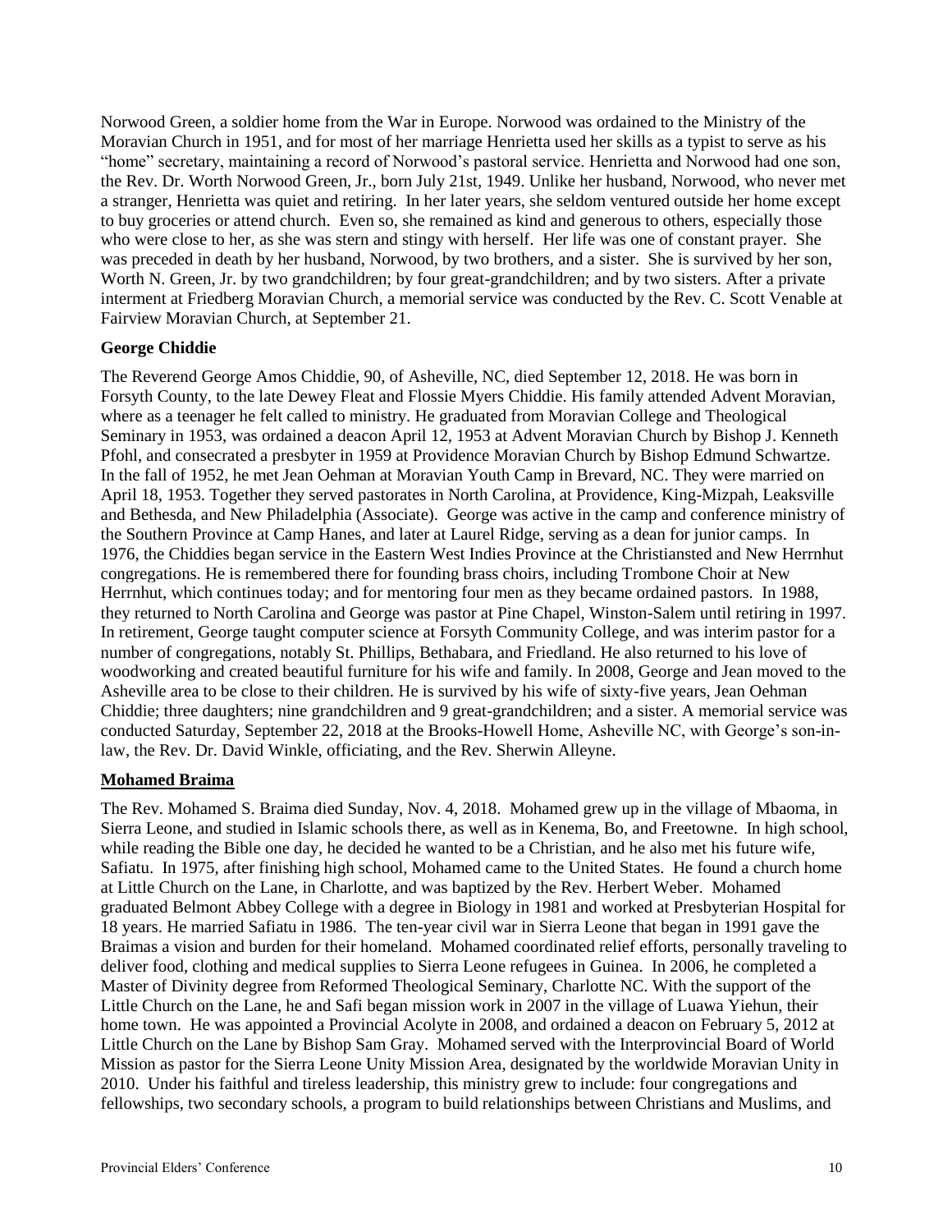Norwood Green, a soldier home from the War in Europe. Norwood was ordained to the Ministry of the Moravian Church in 1951, and for most of her marriage Henrietta used her skills as a typist to serve as his "home" secretary, maintaining a record of Norwood's pastoral service. Henrietta and Norwood had one son, the Rev. Dr. Worth Norwood Green, Jr., born July 21st, 1949. Unlike her husband, Norwood, who never met a stranger, Henrietta was quiet and retiring. In her later years, she seldom ventured outside her home except to buy groceries or attend church. Even so, she remained as kind and generous to others, especially those who were close to her, as she was stern and stingy with herself. Her life was one of constant prayer. She was preceded in death by her husband, Norwood, by two brothers, and a sister. She is survived by her son, Worth N. Green, Jr. by two grandchildren; by four great-grandchildren; and by two sisters. After a private interment at Friedberg Moravian Church, a memorial service was conducted by the Rev. C. Scott Venable at Fairview Moravian Church, at September 21.

**George Chiddie**

The Reverend George Amos Chiddie, 90, of Asheville, NC, died September 12, 2018. He was born in Forsyth County, to the late Dewey Fleat and Flossie Myers Chiddie. His family attended Advent Moravian, where as a teenager he felt called to ministry. He graduated from Moravian College and Theological Seminary in 1953, was ordained a deacon April 12, 1953 at Advent Moravian Church by Bishop J. Kenneth Pfohl, and consecrated a presbyter in 1959 at Providence Moravian Church by Bishop Edmund Schwartze. In the fall of 1952, he met Jean Oehman at Moravian Youth Camp in Brevard, NC. They were married on April 18, 1953. Together they served pastorates in North Carolina, at Providence, King-Mizpah, Leaksville and Bethesda, and New Philadelphia (Associate). George was active in the camp and conference ministry of the Southern Province at Camp Hanes, and later at Laurel Ridge, serving as a dean for junior camps. In 1976, the Chiddies began service in the Eastern West Indies Province at the Christiansted and New Herrnhut congregations. He is remembered there for founding brass choirs, including Trombone Choir at New Herrnhut, which continues today; and for mentoring four men as they became ordained pastors. In 1988, they returned to North Carolina and George was pastor at Pine Chapel, Winston-Salem until retiring in 1997. In retirement, George taught computer science at Forsyth Community College, and was interim pastor for a number of congregations, notably St. Phillips, Bethabara, and Friedland. He also returned to his love of woodworking and created beautiful furniture for his wife and family. In 2008, George and Jean moved to the Asheville area to be close to their children. He is survived by his wife of sixty-five years, Jean Oehman Chiddie; three daughters; nine grandchildren and 9 great-grandchildren; and a sister. A memorial service was conducted Saturday, September 22, 2018 at the Brooks-Howell Home, Asheville NC, with George's son-in-law, the Rev. Dr. David Winkle, officiating, and the Rev. Sherwin Alleyne.

**Mohamed Braima**

The Rev. Mohamed S. Braima died Sunday, Nov. 4, 2018. Mohamed grew up in the village of Mbaoma, in Sierra Leone, and studied in Islamic schools there, as well as in Kenema, Bo, and Freetowne. In high school, while reading the Bible one day, he decided he wanted to be a Christian, and he also met his future wife, Safiatu. In 1975, after finishing high school, Mohamed came to the United States. He found a church home at Little Church on the Lane, in Charlotte, and was baptized by the Rev. Herbert Weber. Mohamed graduated Belmont Abbey College with a degree in Biology in 1981 and worked at Presbyterian Hospital for 18 years. He married Safiatu in 1986. The ten-year civil war in Sierra Leone that began in 1991 gave the Braimas a vision and burden for their homeland. Mohamed coordinated relief efforts, personally traveling to deliver food, clothing and medical supplies to Sierra Leone refugees in Guinea. In 2006, he completed a Master of Divinity degree from Reformed Theological Seminary, Charlotte NC. With the support of the Little Church on the Lane, he and Safi began mission work in 2007 in the village of Luawa Yiehun, their home town. He was appointed a Provincial Acolyte in 2008, and ordained a deacon on February 5, 2012 at Little Church on the Lane by Bishop Sam Gray. Mohamed served with the Interprovincial Board of World Mission as pastor for the Sierra Leone Unity Mission Area, designated by the worldwide Moravian Unity in 2010. Under his faithful and tireless leadership, this ministry grew to include: four congregations and fellowships, two secondary schools, a program to build relationships between Christians and Muslims, and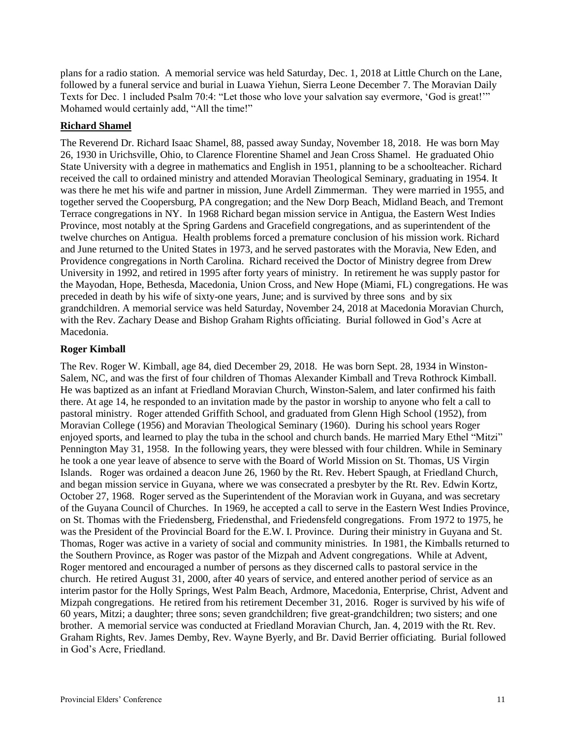plans for a radio station. A memorial service was held Saturday, Dec. 1, 2018 at Little Church on the Lane, followed by a funeral service and burial in Luawa Yiehun, Sierra Leone December 7. The Moravian Daily Texts for Dec. 1 included Psalm 70:4: "Let those who love your salvation say evermore, 'God is great!'" Mohamed would certainly add, "All the time!"

### Richard Shamel

The Reverend Dr. Richard Isaac Shamel, 88, passed away Sunday, November 18, 2018. He was born May 26, 1930 in Urichsville, Ohio, to Clarence Florentine Shamel and Jean Cross Shamel. He graduated Ohio State University with a degree in mathematics and English in 1951, planning to be a schoolteacher. Richard received the call to ordained ministry and attended Moravian Theological Seminary, graduating in 1954. It was there he met his wife and partner in mission, June Ardell Zimmerman. They were married in 1955, and together served the Coopersburg, PA congregation; and the New Dorp Beach, Midland Beach, and Tremont Terrace congregations in NY. In 1968 Richard began mission service in Antigua, the Eastern West Indies Province, most notably at the Spring Gardens and Gracefield congregations, and as superintendent of the twelve churches on Antigua. Health problems forced a premature conclusion of his mission work. Richard and June returned to the United States in 1973, and he served pastorates with the Moravia, New Eden, and Providence congregations in North Carolina. Richard received the Doctor of Ministry degree from Drew University in 1992, and retired in 1995 after forty years of ministry. In retirement he was supply pastor for the Mayodan, Hope, Bethesda, Macedonia, Union Cross, and New Hope (Miami, FL) congregations. He was preceded in death by his wife of sixty-one years, June; and is survived by three sons and by six grandchildren. A memorial service was held Saturday, November 24, 2018 at Macedonia Moravian Church, with the Rev. Zachary Dease and Bishop Graham Rights officiating. Burial followed in God's Acre at Macedonia.

### Roger Kimball

The Rev. Roger W. Kimball, age 84, died December 29, 2018. He was born Sept. 28, 1934 in Winston-Salem, NC, and was the first of four children of Thomas Alexander Kimball and Treva Rothrock Kimball. He was baptized as an infant at Friedland Moravian Church, Winston-Salem, and later confirmed his faith there. At age 14, he responded to an invitation made by the pastor in worship to anyone who felt a call to pastoral ministry. Roger attended Griffith School, and graduated from Glenn High School (1952), from Moravian College (1956) and Moravian Theological Seminary (1960). During his school years Roger enjoyed sports, and learned to play the tuba in the school and church bands. He married Mary Ethel "Mitzi" Pennington May 31, 1958. In the following years, they were blessed with four children. While in Seminary he took a one year leave of absence to serve with the Board of World Mission on St. Thomas, US Virgin Islands. Roger was ordained a deacon June 26, 1960 by the Rt. Rev. Hebert Spaugh, at Friedland Church, and began mission service in Guyana, where we was consecrated a presbyter by the Rt. Rev. Edwin Kortz, October 27, 1968. Roger served as the Superintendent of the Moravian work in Guyana, and was secretary of the Guyana Council of Churches. In 1969, he accepted a call to serve in the Eastern West Indies Province, on St. Thomas with the Friedensberg, Friedensthal, and Friedensfeld congregations. From 1972 to 1975, he was the President of the Provincial Board for the E.W. I. Province. During their ministry in Guyana and St. Thomas, Roger was active in a variety of social and community ministries. In 1981, the Kimballs returned to the Southern Province, as Roger was pastor of the Mizpah and Advent congregations. While at Advent, Roger mentored and encouraged a number of persons as they discerned calls to pastoral service in the church. He retired August 31, 2000, after 40 years of service, and entered another period of service as an interim pastor for the Holly Springs, West Palm Beach, Ardmore, Macedonia, Enterprise, Christ, Advent and Mizpah congregations. He retired from his retirement December 31, 2016. Roger is survived by his wife of 60 years, Mitzi; a daughter; three sons; seven grandchildren; five great-grandchildren; two sisters; and one brother. A memorial service was conducted at Friedland Moravian Church, Jan. 4, 2019 with the Rt. Rev. Graham Rights, Rev. James Demby, Rev. Wayne Byerly, and Br. David Berrier officiating. Burial followed in God's Acre, Friedland.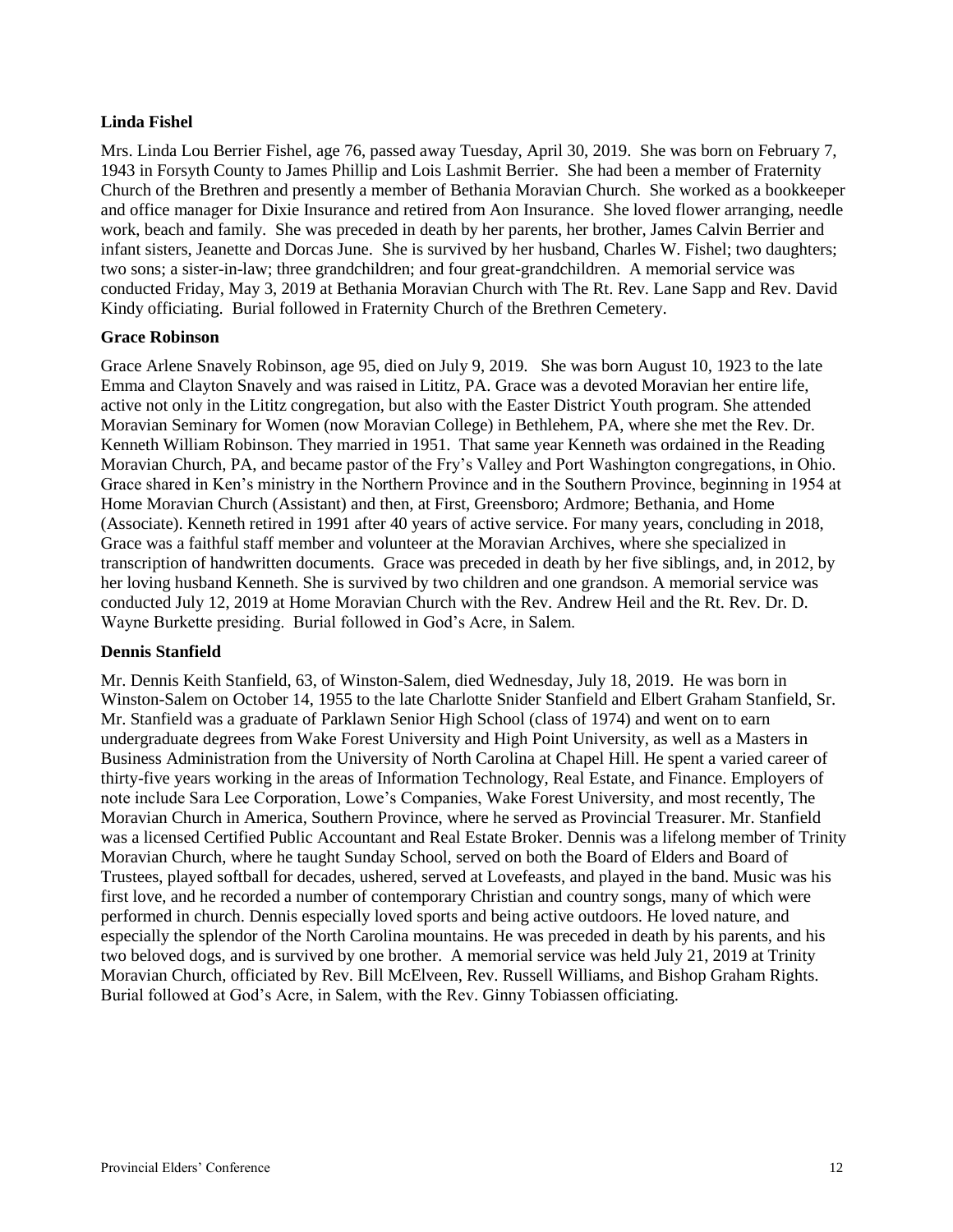**Linda Fishel**

Mrs. Linda Lou Berrier Fishel, age 76, passed away Tuesday, April 30, 2019. She was born on February 7, 1943 in Forsyth County to James Phillip and Lois Lashmit Berrier. She had been a member of Fraternity Church of the Brethren and presently a member of Bethania Moravian Church. She worked as a bookkeeper and office manager for Dixie Insurance and retired from Aon Insurance. She loved flower arranging, needle work, beach and family. She was preceded in death by her parents, her brother, James Calvin Berrier and infant sisters, Jeanette and Dorcas June. She is survived by her husband, Charles W. Fishel; two daughters; two sons; a sister-in-law; three grandchildren; and four great-grandchildren. A memorial service was conducted Friday, May 3, 2019 at Bethania Moravian Church with The Rt. Rev. Lane Sapp and Rev. David Kindy officiating. Burial followed in Fraternity Church of the Brethren Cemetery.

**Grace Robinson**

Grace Arlene Snavely Robinson, age 95, died on July 9, 2019. She was born August 10, 1923 to the late Emma and Clayton Snavely and was raised in Lititz, PA. Grace was a devoted Moravian her entire life, active not only in the Lititz congregation, but also with the Easter District Youth program. She attended Moravian Seminary for Women (now Moravian College) in Bethlehem, PA, where she met the Rev. Dr. Kenneth William Robinson. They married in 1951. That same year Kenneth was ordained in the Reading Moravian Church, PA, and became pastor of the Fry's Valley and Port Washington congregations, in Ohio. Grace shared in Ken's ministry in the Northern Province and in the Southern Province, beginning in 1954 at Home Moravian Church (Assistant) and then, at First, Greensboro; Ardmore; Bethania, and Home (Associate). Kenneth retired in 1991 after 40 years of active service. For many years, concluding in 2018, Grace was a faithful staff member and volunteer at the Moravian Archives, where she specialized in transcription of handwritten documents. Grace was preceded in death by her five siblings, and, in 2012, by her loving husband Kenneth. She is survived by two children and one grandson. A memorial service was conducted July 12, 2019 at Home Moravian Church with the Rev. Andrew Heil and the Rt. Rev. Dr. D. Wayne Burkette presiding. Burial followed in God's Acre, in Salem.

**Dennis Stanfield**

Mr. Dennis Keith Stanfield, 63, of Winston-Salem, died Wednesday, July 18, 2019. He was born in Winston-Salem on October 14, 1955 to the late Charlotte Snider Stanfield and Elbert Graham Stanfield, Sr. Mr. Stanfield was a graduate of Parklawn Senior High School (class of 1974) and went on to earn undergraduate degrees from Wake Forest University and High Point University, as well as a Masters in Business Administration from the University of North Carolina at Chapel Hill. He spent a varied career of thirty-five years working in the areas of Information Technology, Real Estate, and Finance. Employers of note include Sara Lee Corporation, Lowe's Companies, Wake Forest University, and most recently, The Moravian Church in America, Southern Province, where he served as Provincial Treasurer. Mr. Stanfield was a licensed Certified Public Accountant and Real Estate Broker. Dennis was a lifelong member of Trinity Moravian Church, where he taught Sunday School, served on both the Board of Elders and Board of Trustees, played softball for decades, ushered, served at Lovefeasts, and played in the band. Music was his first love, and he recorded a number of contemporary Christian and country songs, many of which were performed in church. Dennis especially loved sports and being active outdoors. He loved nature, and especially the splendor of the North Carolina mountains. He was preceded in death by his parents, and his two beloved dogs, and is survived by one brother. A memorial service was held July 21, 2019 at Trinity Moravian Church, officiated by Rev. Bill McElveen, Rev. Russell Williams, and Bishop Graham Rights. Burial followed at God's Acre, in Salem, with the Rev. Ginny Tobiassen officiating.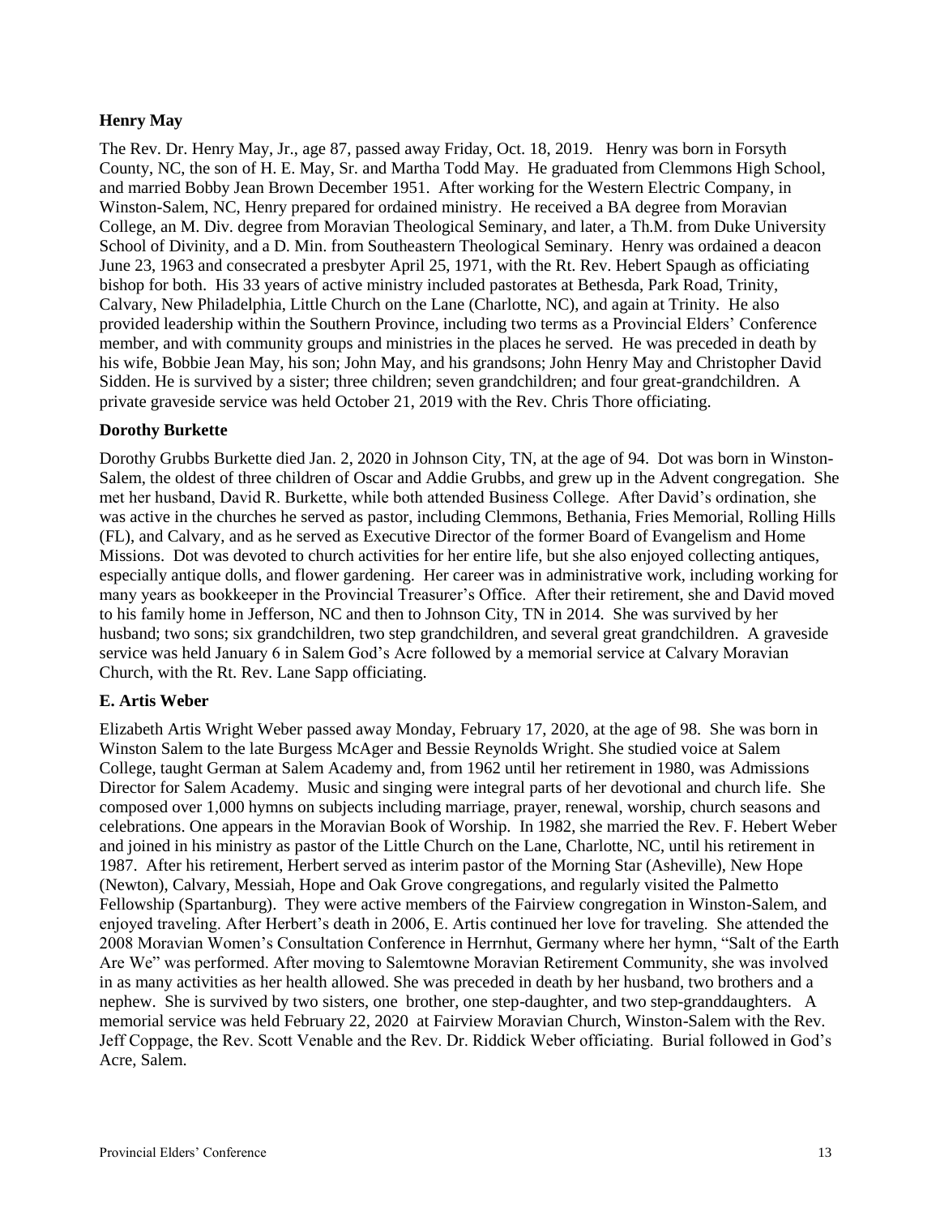**Henry May**

The Rev. Dr. Henry May, Jr., age 87, passed away Friday, Oct. 18, 2019. Henry was born in Forsyth County, NC, the son of H. E. May, Sr. and Martha Todd May. He graduated from Clemmons High School, and married Bobby Jean Brown December 1951. After working for the Western Electric Company, in Winston-Salem, NC, Henry prepared for ordained ministry. He received a BA degree from Moravian College, an M. Div. degree from Moravian Theological Seminary, and later, a Th.M. from Duke University School of Divinity, and a D. Min. from Southeastern Theological Seminary. Henry was ordained a deacon June 23, 1963 and consecrated a presbyter April 25, 1971, with the Rt. Rev. Hebert Spaugh as officiating bishop for both. His 33 years of active ministry included pastorates at Bethesda, Park Road, Trinity, Calvary, New Philadelphia, Little Church on the Lane (Charlotte, NC), and again at Trinity. He also provided leadership within the Southern Province, including two terms as a Provincial Elders' Conference member, and with community groups and ministries in the places he served. He was preceded in death by his wife, Bobbie Jean May, his son; John May, and his grandsons; John Henry May and Christopher David Sidden. He is survived by a sister; three children; seven grandchildren; and four great-grandchildren. A private graveside service was held October 21, 2019 with the Rev. Chris Thore officiating.

**Dorothy Burkette**

Dorothy Grubbs Burkette died Jan. 2, 2020 in Johnson City, TN, at the age of 94. Dot was born in Winston-Salem, the oldest of three children of Oscar and Addie Grubbs, and grew up in the Advent congregation. She met her husband, David R. Burkette, while both attended Business College. After David's ordination, she was active in the churches he served as pastor, including Clemmons, Bethania, Fries Memorial, Rolling Hills (FL), and Calvary, and as he served as Executive Director of the former Board of Evangelism and Home Missions. Dot was devoted to church activities for her entire life, but she also enjoyed collecting antiques, especially antique dolls, and flower gardening. Her career was in administrative work, including working for many years as bookkeeper in the Provincial Treasurer's Office. After their retirement, she and David moved to his family home in Jefferson, NC and then to Johnson City, TN in 2014. She was survived by her husband; two sons; six grandchildren, two step grandchildren, and several great grandchildren. A graveside service was held January 6 in Salem God's Acre followed by a memorial service at Calvary Moravian Church, with the Rt. Rev. Lane Sapp officiating.

**E. Artis Weber**

Elizabeth Artis Wright Weber passed away Monday, February 17, 2020, at the age of 98. She was born in Winston Salem to the late Burgess McAger and Bessie Reynolds Wright. She studied voice at Salem College, taught German at Salem Academy and, from 1962 until her retirement in 1980, was Admissions Director for Salem Academy. Music and singing were integral parts of her devotional and church life. She composed over 1,000 hymns on subjects including marriage, prayer, renewal, worship, church seasons and celebrations. One appears in the Moravian Book of Worship. In 1982, she married the Rev. F. Hebert Weber and joined in his ministry as pastor of the Little Church on the Lane, Charlotte, NC, until his retirement in 1987. After his retirement, Herbert served as interim pastor of the Morning Star (Asheville), New Hope (Newton), Calvary, Messiah, Hope and Oak Grove congregations, and regularly visited the Palmetto Fellowship (Spartanburg). They were active members of the Fairview congregation in Winston-Salem, and enjoyed traveling. After Herbert's death in 2006, E. Artis continued her love for traveling. She attended the 2008 Moravian Women's Consultation Conference in Herrnhut, Germany where her hymn, "Salt of the Earth Are We" was performed. After moving to Salemtowne Moravian Retirement Community, she was involved in as many activities as her health allowed. She was preceded in death by her husband, two brothers and a nephew. She is survived by two sisters, one brother, one step-daughter, and two step-granddaughters. A memorial service was held February 22, 2020 at Fairview Moravian Church, Winston-Salem with the Rev. Jeff Coppage, the Rev. Scott Venable and the Rev. Dr. Riddick Weber officiating. Burial followed in God's Acre, Salem.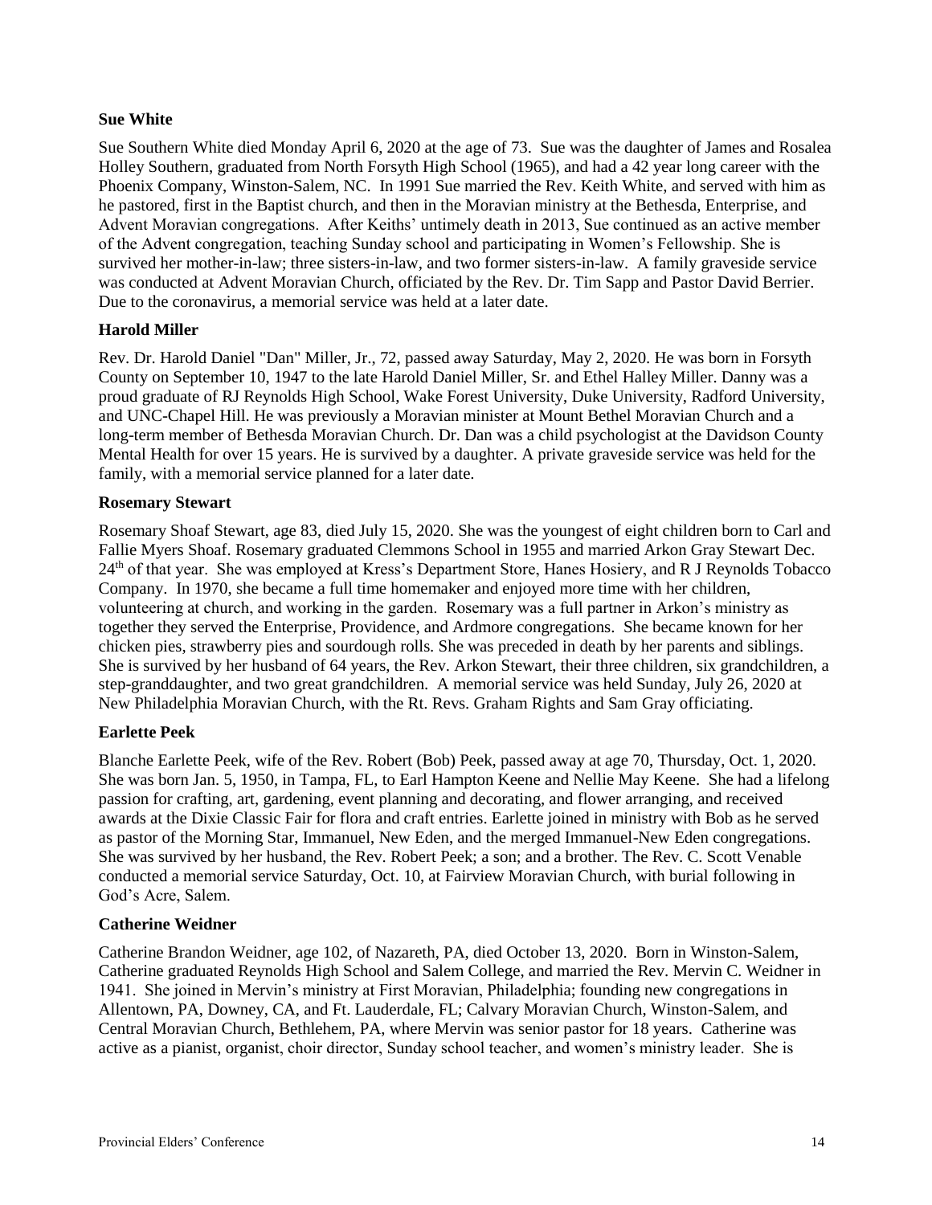**Sue White**

Sue Southern White died Monday April 6, 2020 at the age of 73. Sue was the daughter of James and Rosalea Holley Southern, graduated from North Forsyth High School (1965), and had a 42 year long career with the Phoenix Company, Winston-Salem, NC. In 1991 Sue married the Rev. Keith White, and served with him as he pastored, first in the Baptist church, and then in the Moravian ministry at the Bethesda, Enterprise, and Advent Moravian congregations. After Keiths' untimely death in 2013, Sue continued as an active member of the Advent congregation, teaching Sunday school and participating in Women's Fellowship. She is survived her mother-in-law; three sisters-in-law, and two former sisters-in-law. A family graveside service was conducted at Advent Moravian Church, officiated by the Rev. Dr. Tim Sapp and Pastor David Berrier. Due to the coronavirus, a memorial service was held at a later date.

**Harold Miller**

Rev. Dr. Harold Daniel "Dan" Miller, Jr., 72, passed away Saturday, May 2, 2020. He was born in Forsyth County on September 10, 1947 to the late Harold Daniel Miller, Sr. and Ethel Halley Miller. Danny was a proud graduate of RJ Reynolds High School, Wake Forest University, Duke University, Radford University, and UNC-Chapel Hill. He was previously a Moravian minister at Mount Bethel Moravian Church and a long-term member of Bethesda Moravian Church. Dr. Dan was a child psychologist at the Davidson County Mental Health for over 15 years. He is survived by a daughter. A private graveside service was held for the family, with a memorial service planned for a later date.

**Rosemary Stewart**

Rosemary Shoaf Stewart, age 83, died July 15, 2020. She was the youngest of eight children born to Carl and Fallie Myers Shoaf. Rosemary graduated Clemmons School in 1955 and married Arkon Gray Stewart Dec. 24th of that year. She was employed at Kress's Department Store, Hanes Hosiery, and R J Reynolds Tobacco Company. In 1970, she became a full time homemaker and enjoyed more time with her children, volunteering at church, and working in the garden. Rosemary was a full partner in Arkon's ministry as together they served the Enterprise, Providence, and Ardmore congregations. She became known for her chicken pies, strawberry pies and sourdough rolls. She was preceded in death by her parents and siblings. She is survived by her husband of 64 years, the Rev. Arkon Stewart, their three children, six grandchildren, a step-granddaughter, and two great grandchildren. A memorial service was held Sunday, July 26, 2020 at New Philadelphia Moravian Church, with the Rt. Revs. Graham Rights and Sam Gray officiating.

**Earlette Peek**

Blanche Earlette Peek, wife of the Rev. Robert (Bob) Peek, passed away at age 70, Thursday, Oct. 1, 2020. She was born Jan. 5, 1950, in Tampa, FL, to Earl Hampton Keene and Nellie May Keene. She had a lifelong passion for crafting, art, gardening, event planning and decorating, and flower arranging, and received awards at the Dixie Classic Fair for flora and craft entries. Earlette joined in ministry with Bob as he served as pastor of the Morning Star, Immanuel, New Eden, and the merged Immanuel-New Eden congregations. She was survived by her husband, the Rev. Robert Peek; a son; and a brother. The Rev. C. Scott Venable conducted a memorial service Saturday, Oct. 10, at Fairview Moravian Church, with burial following in God's Acre, Salem.

**Catherine Weidner**

Catherine Brandon Weidner, age 102, of Nazareth, PA, died October 13, 2020. Born in Winston-Salem, Catherine graduated Reynolds High School and Salem College, and married the Rev. Mervin C. Weidner in 1941. She joined in Mervin's ministry at First Moravian, Philadelphia; founding new congregations in Allentown, PA, Downey, CA, and Ft. Lauderdale, FL; Calvary Moravian Church, Winston-Salem, and Central Moravian Church, Bethlehem, PA, where Mervin was senior pastor for 18 years. Catherine was active as a pianist, organist, choir director, Sunday school teacher, and women's ministry leader. She is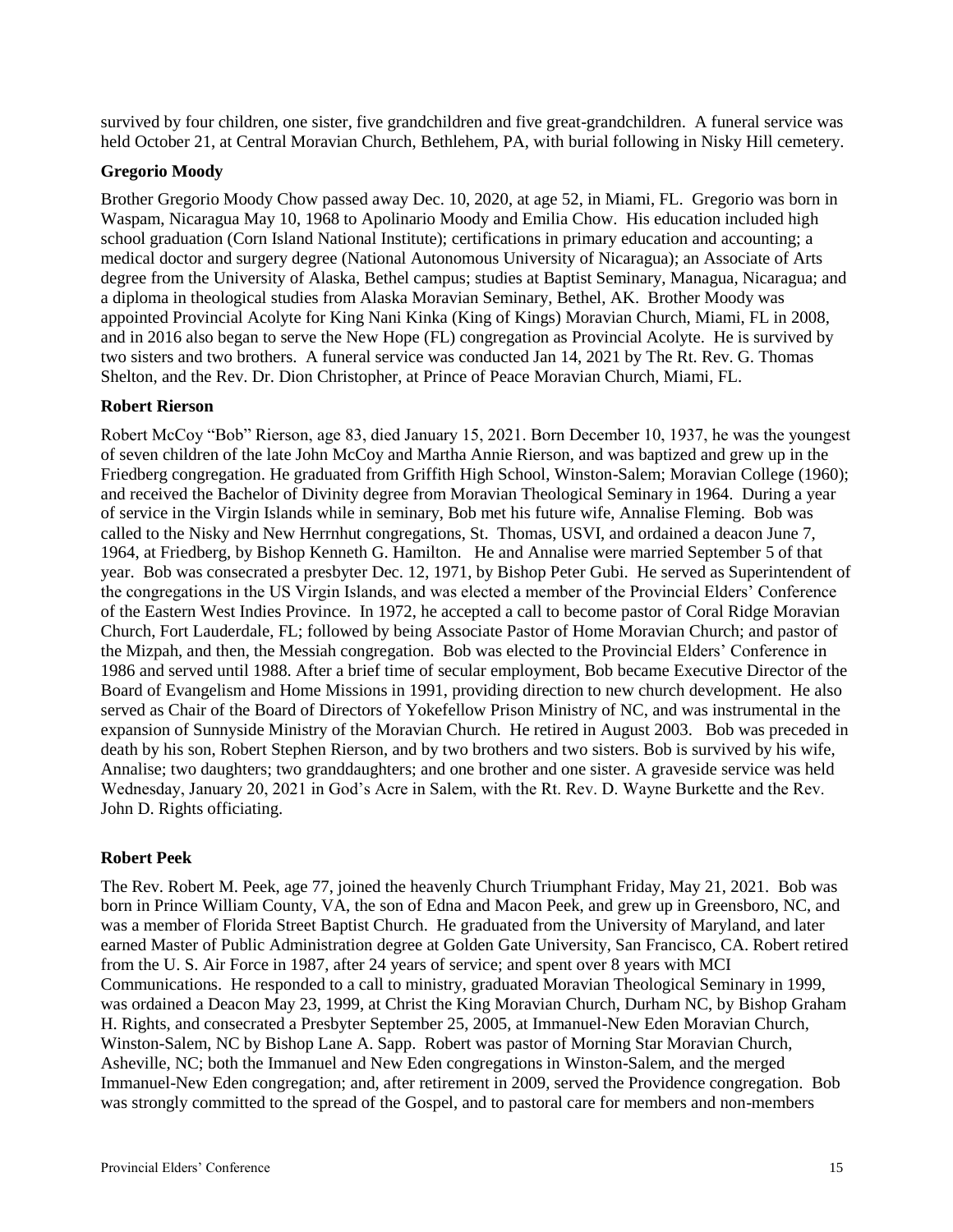survived by four children, one sister, five grandchildren and five great-grandchildren. A funeral service was held October 21, at Central Moravian Church, Bethlehem, PA, with burial following in Nisky Hill cemetery.

### Gregorio Moody

Brother Gregorio Moody Chow passed away Dec. 10, 2020, at age 52, in Miami, FL. Gregorio was born in Waspam, Nicaragua May 10, 1968 to Apolinario Moody and Emilia Chow. His education included high school graduation (Corn Island National Institute); certifications in primary education and accounting; a medical doctor and surgery degree (National Autonomous University of Nicaragua); an Associate of Arts degree from the University of Alaska, Bethel campus; studies at Baptist Seminary, Managua, Nicaragua; and a diploma in theological studies from Alaska Moravian Seminary, Bethel, AK. Brother Moody was appointed Provincial Acolyte for King Nani Kinka (King of Kings) Moravian Church, Miami, FL in 2008, and in 2016 also began to serve the New Hope (FL) congregation as Provincial Acolyte. He is survived by two sisters and two brothers. A funeral service was conducted Jan 14, 2021 by The Rt. Rev. G. Thomas Shelton, and the Rev. Dr. Dion Christopher, at Prince of Peace Moravian Church, Miami, FL.

### Robert Rierson

Robert McCoy "Bob" Rierson, age 83, died January 15, 2021. Born December 10, 1937, he was the youngest of seven children of the late John McCoy and Martha Annie Rierson, and was baptized and grew up in the Friedberg congregation. He graduated from Griffith High School, Winston-Salem; Moravian College (1960); and received the Bachelor of Divinity degree from Moravian Theological Seminary in 1964. During a year of service in the Virgin Islands while in seminary, Bob met his future wife, Annalise Fleming. Bob was called to the Nisky and New Herrnhut congregations, St. Thomas, USVI, and ordained a deacon June 7, 1964, at Friedberg, by Bishop Kenneth G. Hamilton. He and Annalise were married September 5 of that year. Bob was consecrated a presbyter Dec. 12, 1971, by Bishop Peter Gubi. He served as Superintendent of the congregations in the US Virgin Islands, and was elected a member of the Provincial Elders' Conference of the Eastern West Indies Province. In 1972, he accepted a call to become pastor of Coral Ridge Moravian Church, Fort Lauderdale, FL; followed by being Associate Pastor of Home Moravian Church; and pastor of the Mizpah, and then, the Messiah congregation. Bob was elected to the Provincial Elders' Conference in 1986 and served until 1988. After a brief time of secular employment, Bob became Executive Director of the Board of Evangelism and Home Missions in 1991, providing direction to new church development. He also served as Chair of the Board of Directors of Yokefellow Prison Ministry of NC, and was instrumental in the expansion of Sunnyside Ministry of the Moravian Church. He retired in August 2003. Bob was preceded in death by his son, Robert Stephen Rierson, and by two brothers and two sisters. Bob is survived by his wife, Annalise; two daughters; two granddaughters; and one brother and one sister. A graveside service was held Wednesday, January 20, 2021 in God's Acre in Salem, with the Rt. Rev. D. Wayne Burkette and the Rev. John D. Rights officiating.

### Robert Peek

The Rev. Robert M. Peek, age 77, joined the heavenly Church Triumphant Friday, May 21, 2021. Bob was born in Prince William County, VA, the son of Edna and Macon Peek, and grew up in Greensboro, NC, and was a member of Florida Street Baptist Church. He graduated from the University of Maryland, and later earned Master of Public Administration degree at Golden Gate University, San Francisco, CA. Robert retired from the U. S. Air Force in 1987, after 24 years of service; and spent over 8 years with MCI Communications. He responded to a call to ministry, graduated Moravian Theological Seminary in 1999, was ordained a Deacon May 23, 1999, at Christ the King Moravian Church, Durham NC, by Bishop Graham H. Rights, and consecrated a Presbyter September 25, 2005, at Immanuel-New Eden Moravian Church, Winston-Salem, NC by Bishop Lane A. Sapp. Robert was pastor of Morning Star Moravian Church, Asheville, NC; both the Immanuel and New Eden congregations in Winston-Salem, and the merged Immanuel-New Eden congregation; and, after retirement in 2009, served the Providence congregation. Bob was strongly committed to the spread of the Gospel, and to pastoral care for members and non-members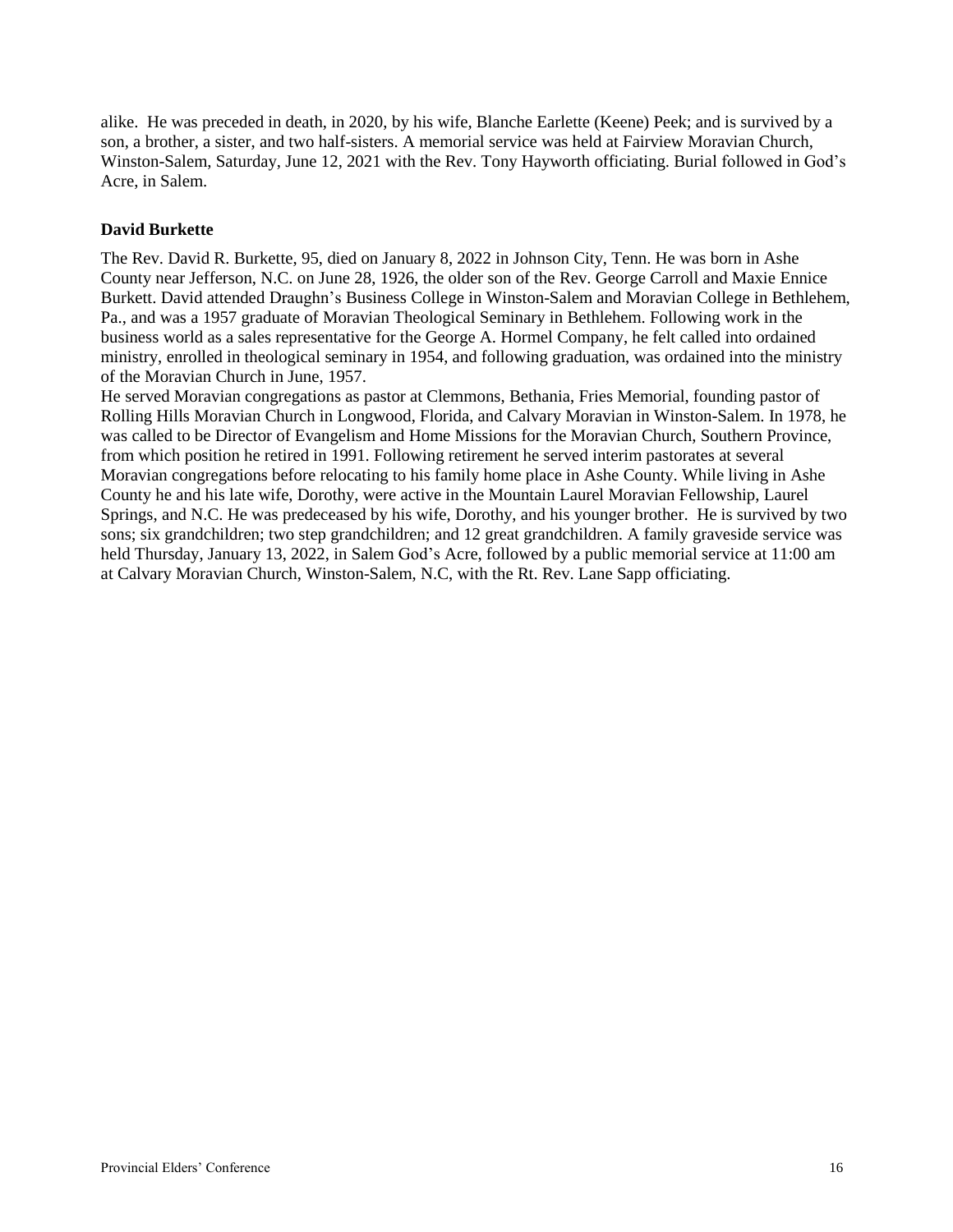alike.  He was preceded in death, in 2020, by his wife, Blanche Earlette (Keene) Peek; and is survived by a son, a brother, a sister, and two half-sisters. A memorial service was held at Fairview Moravian Church, Winston-Salem, Saturday, June 12, 2021 with the Rev. Tony Hayworth officiating. Burial followed in God's Acre, in Salem.

**David Burkette**

The Rev. David R. Burkette, 95, died on January 8, 2022 in Johnson City, Tenn. He was born in Ashe County near Jefferson, N.C. on June 28, 1926, the older son of the Rev. George Carroll and Maxie Ennice Burkett. David attended Draughn's Business College in Winston-Salem and Moravian College in Bethlehem, Pa., and was a 1957 graduate of Moravian Theological Seminary in Bethlehem. Following work in the business world as a sales representative for the George A. Hormel Company, he felt called into ordained ministry, enrolled in theological seminary in 1954, and following graduation, was ordained into the ministry of the Moravian Church in June, 1957.

He served Moravian congregations as pastor at Clemmons, Bethania, Fries Memorial, founding pastor of Rolling Hills Moravian Church in Longwood, Florida, and Calvary Moravian in Winston-Salem. In 1978, he was called to be Director of Evangelism and Home Missions for the Moravian Church, Southern Province, from which position he retired in 1991. Following retirement he served interim pastorates at several Moravian congregations before relocating to his family home place in Ashe County. While living in Ashe County he and his late wife, Dorothy, were active in the Mountain Laurel Moravian Fellowship, Laurel Springs, and N.C. He was predeceased by his wife, Dorothy, and his younger brother.  He is survived by two sons; six grandchildren; two step grandchildren; and 12 great grandchildren. A family graveside service was held Thursday, January 13, 2022, in Salem God's Acre, followed by a public memorial service at 11:00 am at Calvary Moravian Church, Winston-Salem, N.C, with the Rt. Rev. Lane Sapp officiating.